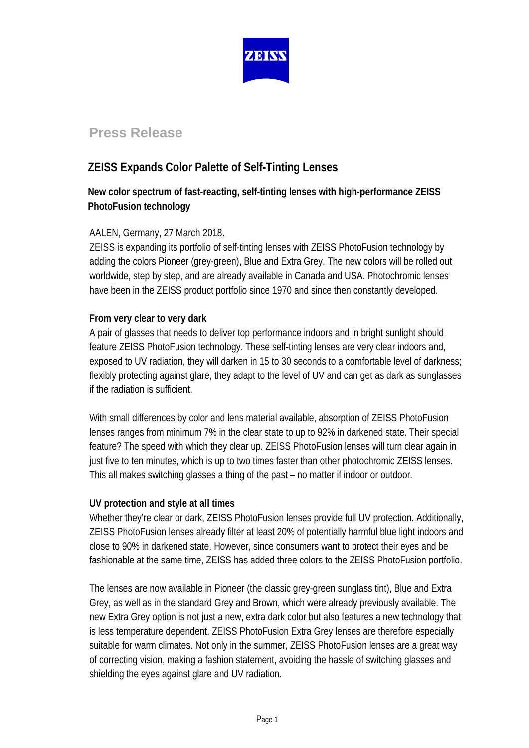## Press Release

# ZEISS Expands Color Palette of Self-Tinting Lenses

### New color spectrum of fast-reacting, self-tinting lenses with high-performance ZEISS PhotoFusion technology

AALEN, Germany, 27 March 2018.

ZEISS is expanding its portfolio of self-tinting lenses with ZEISS PhotoFusion technology by adding the colors Pioneer (grey-green), Blue and Extra Grey. The new colors will be rolled out worldwide, step by step, and are already available in Canada and USA. Photochromic lenses have been in the ZEISS product portfolio since 1970 and since then constantly developed.

**From very clear to very dark**

A pair of glasses that needs to deliver top performance indoors and in bright sunlight should feature ZEISS PhotoFusion technology. These self-tinting lenses are very clear indoors and, exposed to UV radiation, they will darken in 15 to 30 seconds to a comfortable level of darkness; flexibly protecting against glare, they adapt to the level of UV and can get as dark as sunglasses if the radiation is sufficient.

With small differences by color and lens material available, absorption of ZEISS PhotoFusion lenses ranges from minimum 7% in the clear state to up to 92% in darkened state. Their special feature? The speed with which they clear up. ZEISS PhotoFusion lenses will turn clear again in just five to ten minutes, which is up to two times faster than other photochromic ZEISS lenses. This all makes switching glasses a thing of the past – no matter if indoor or outdoor.

**UV protection and style at all times**

Whether they're clear or dark, ZEISS PhotoFusion lenses provide full UV protection. Additionally, ZEISS PhotoFusion lenses already filter at least 20% of potentially harmful blue light indoors and close to 90% in darkened state. However, since consumers want to protect their eyes and be fashionable at the same time, ZEISS has added three colors to the ZEISS PhotoFusion portfolio.

The lenses are now available in Pioneer (the classic grey-green sunglass tint), Blue and Extra Grey, as well as in the standard Grey and Brown, which were already previously available. The new Extra Grey option is not just a new, extra dark color but also features a new technology that is less temperature dependent. ZEISS PhotoFusion Extra Grey lenses are therefore especially suitable for warm climates. Not only in the summer, ZEISS PhotoFusion lenses are a great way of correcting vision, making a fashion statement, avoiding the hassle of switching glasses and shielding the eyes against glare and UV radiation.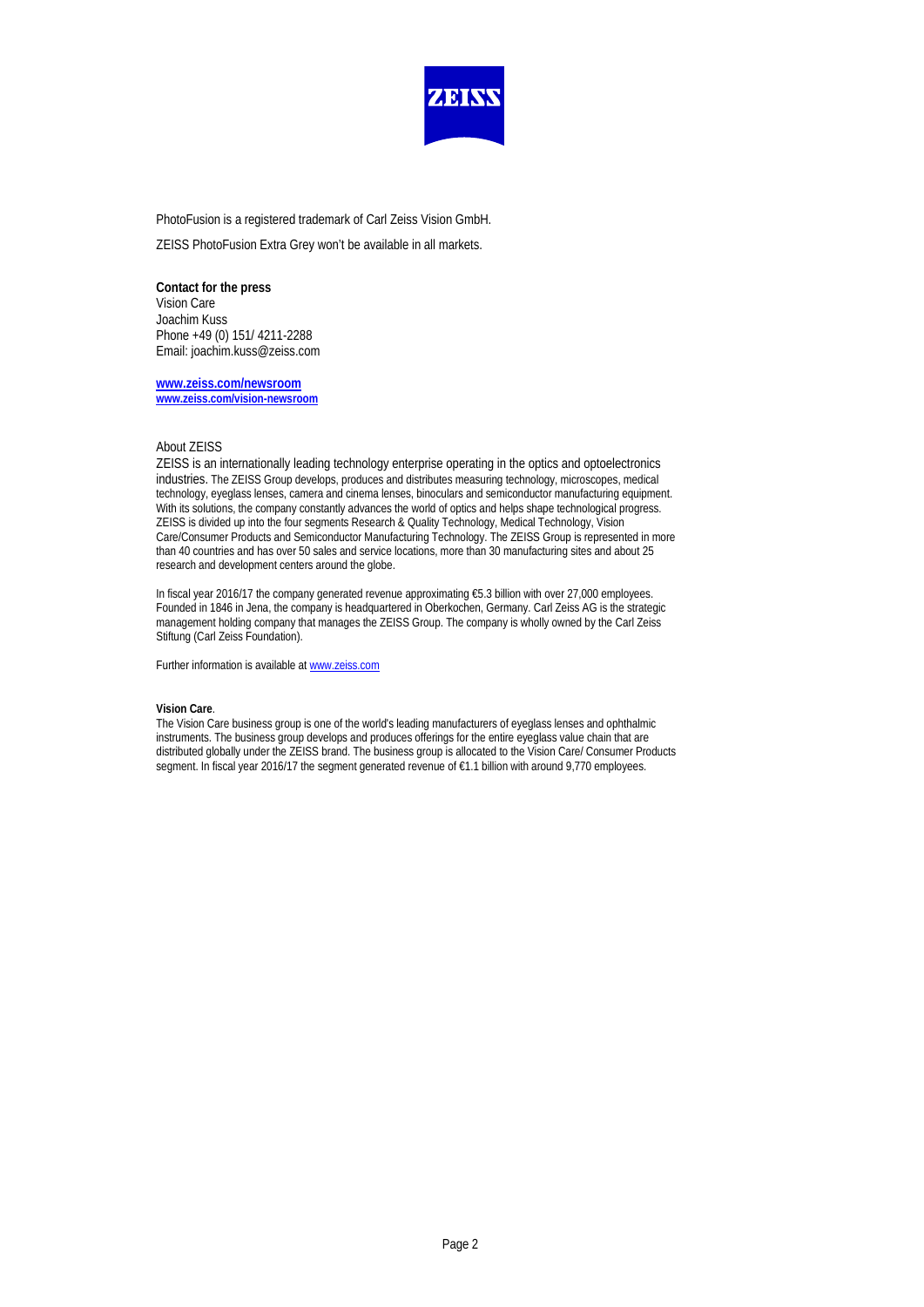PhotoFusion is a registered trademark of Carl Zeiss Vision GmbH.

ZEISS PhotoFusion Extra Grey won't be available in all markets.

**Contact for the press**
Vision Care
Joachim Kuss
Phone +49 (0) 151/ 4211-2288
Email: joachim.kuss@zeiss.com

**www.zeiss.com/newsroom**
**www.zeiss.com/vision-newsroom**

About ZEISS
ZEISS is an internationally leading technology enterprise operating in the optics and optoelectronics industries. The ZEISS Group develops, produces and distributes measuring technology, microscopes, medical technology, eyeglass lenses, camera and cinema lenses, binoculars and semiconductor manufacturing equipment. With its solutions, the company constantly advances the world of optics and helps shape technological progress. ZEISS is divided up into the four segments Research & Quality Technology, Medical Technology, Vision Care/Consumer Products and Semiconductor Manufacturing Technology. The ZEISS Group is represented in more than 40 countries and has over 50 sales and service locations, more than 30 manufacturing sites and about 25 research and development centers around the globe.

In fiscal year 2016/17 the company generated revenue approximating €5.3 billion with over 27,000 employees. Founded in 1846 in Jena, the company is headquartered in Oberkochen, Germany. Carl Zeiss AG is the strategic management holding company that manages the ZEISS Group. The company is wholly owned by the Carl Zeiss Stiftung (Carl Zeiss Foundation).

Further information is available at www.zeiss.com

**Vision Care**.
The Vision Care business group is one of the world's leading manufacturers of eyeglass lenses and ophthalmic instruments. The business group develops and produces offerings for the entire eyeglass value chain that are distributed globally under the ZEISS brand. The business group is allocated to the Vision Care/ Consumer Products segment. In fiscal year 2016/17 the segment generated revenue of €1.1 billion with around 9,770 employees.